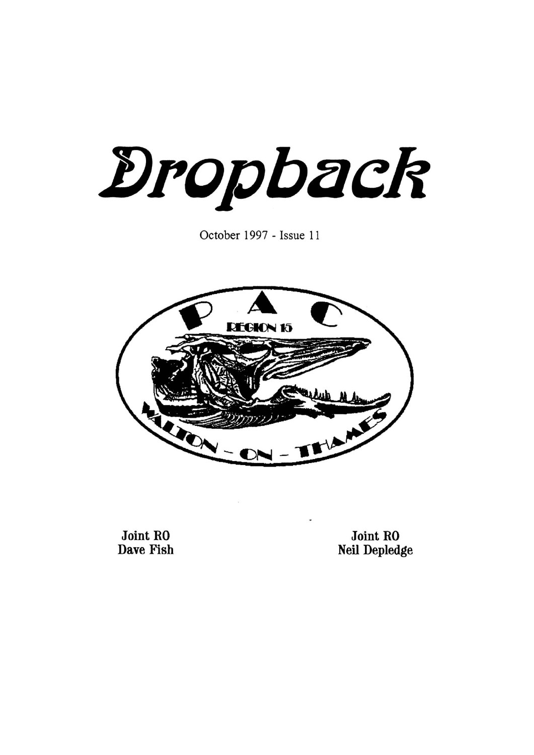# Dropback

October 1997 - Issue 11

P A C

REGION 15

WALTON - ON - THAMES

**Joint RO**
**Dave Fish**

**Joint RO**
**Neil Depledge**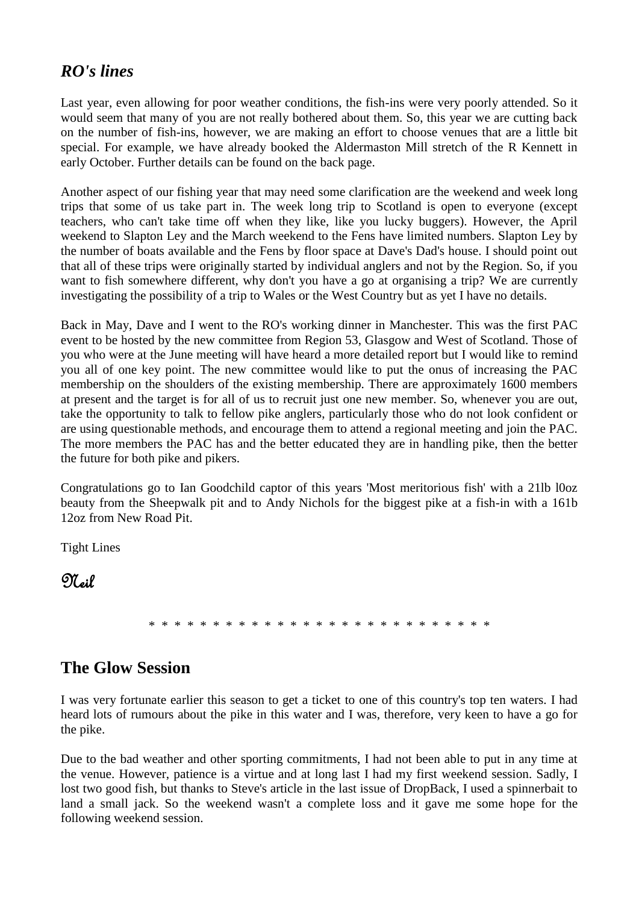## *RO's lines*

Last year, even allowing for poor weather conditions, the fish-ins were very poorly attended. So it would seem that many of you are not really bothered about them. So, this year we are cutting back on the number of fish-ins, however, we are making an effort to choose venues that are a little bit special. For example, we have already booked the Aldermaston Mill stretch of the R Kennett in early October. Further details can be found on the back page.

Another aspect of our fishing year that may need some clarification are the weekend and week long trips that some of us take part in. The week long trip to Scotland is open to everyone (except teachers, who can't take time off when they like, like you lucky buggers). However, the April weekend to Slapton Ley and the March weekend to the Fens have limited numbers. Slapton Ley by the number of boats available and the Fens by floor space at Dave's Dad's house. I should point out that all of these trips were originally started by individual anglers and not by the Region. So, if you want to fish somewhere different, why don't you have a go at organising a trip? We are currently investigating the possibility of a trip to Wales or the West Country but as yet I have no details.

Back in May, Dave and I went to the RO's working dinner in Manchester. This was the first PAC event to be hosted by the new committee from Region 53, Glasgow and West of Scotland. Those of you who were at the June meeting will have heard a more detailed report but I would like to remind you all of one key point. The new committee would like to put the onus of increasing the PAC membership on the shoulders of the existing membership. There are approximately 1600 members at present and the target is for all of us to recruit just one new member. So, whenever you are out, take the opportunity to talk to fellow pike anglers, particularly those who do not look confident or are using questionable methods, and encourage them to attend a regional meeting and join the PAC. The more members the PAC has and the better educated they are in handling pike, then the better the future for both pike and pikers.

Congratulations go to Ian Goodchild captor of this years 'Most meritorious fish' with a 21lb l0oz beauty from the Sheepwalk pit and to Andy Nichols for the biggest pike at a fish-in with a 161b 12oz from New Road Pit.

Tight Lines

Neil

\* \* \* \* \* \* \* \* \* \* \* \* \* \* \* \* \* \* \* \* \* \* \* \* \* \* \* \* \* \*

## The Glow Session

I was very fortunate earlier this season to get a ticket to one of this country's top ten waters. I had heard lots of rumours about the pike in this water and I was, therefore, very keen to have a go for the pike.

Due to the bad weather and other sporting commitments, I had not been able to put in any time at the venue. However, patience is a virtue and at long last I had my first weekend session. Sadly, I lost two good fish, but thanks to Steve's article in the last issue of DropBack, I used a spinnerbait to land a small jack. So the weekend wasn't a complete loss and it gave me some hope for the following weekend session.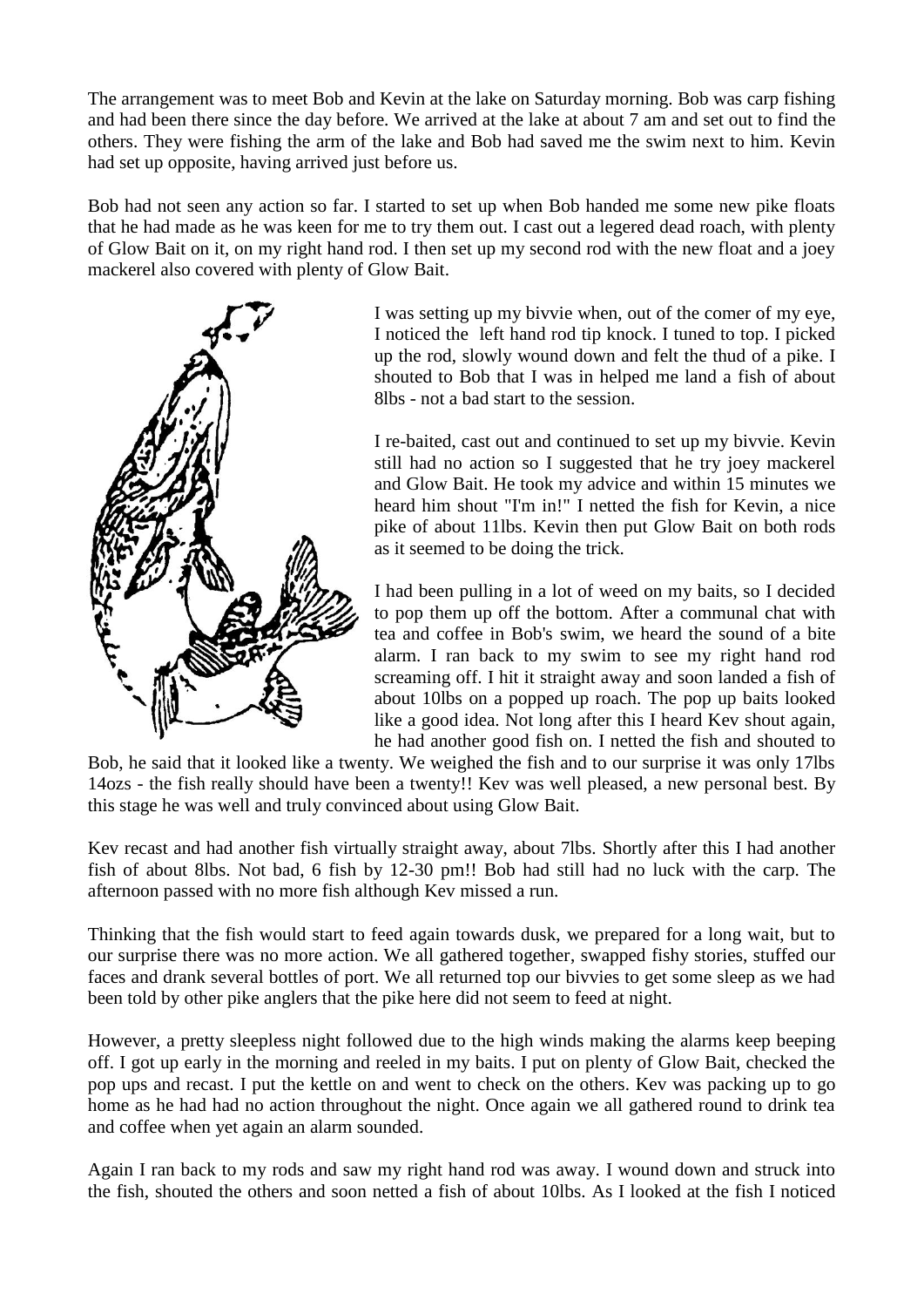The arrangement was to meet Bob and Kevin at the lake on Saturday morning. Bob was carp fishing and had been there since the day before. We arrived at the lake at about 7 am and set out to find the others. They were fishing the arm of the lake and Bob had saved me the swim next to him. Kevin had set up opposite, having arrived just before us.

Bob had not seen any action so far. I started to set up when Bob handed me some new pike floats that he had made as he was keen for me to try them out. I cast out a legered dead roach, with plenty of Glow Bait on it, on my right hand rod. I then set up my second rod with the new float and a joey mackerel also covered with plenty of Glow Bait.

I was setting up my bivvie when, out of the comer of my eye, I noticed the left hand rod tip knock. I tuned to top. I picked up the rod, slowly wound down and felt the thud of a pike. I shouted to Bob that I was in helped me land a fish of about 8lbs - not a bad start to the session.

I re-baited, cast out and continued to set up my bivvie. Kevin still had no action so I suggested that he try joey mackerel and Glow Bait. He took my advice and within 15 minutes we heard him shout "I'm in!" I netted the fish for Kevin, a nice pike of about 11lbs. Kevin then put Glow Bait on both rods as it seemed to be doing the trick.

I had been pulling in a lot of weed on my baits, so I decided to pop them up off the bottom. After a communal chat with tea and coffee in Bob's swim, we heard the sound of a bite alarm. I ran back to my swim to see my right hand rod screaming off. I hit it straight away and soon landed a fish of about 10lbs on a popped up roach. The pop up baits looked like a good idea. Not long after this I heard Kev shout again, he had another good fish on. I netted the fish and shouted to Bob, he said that it looked like a twenty. We weighed the fish and to our surprise it was only 17lbs 14ozs - the fish really should have been a twenty!! Kev was well pleased, a new personal best. By this stage he was well and truly convinced about using Glow Bait.

Kev recast and had another fish virtually straight away, about 7lbs. Shortly after this I had another fish of about 8lbs. Not bad, 6 fish by 12-30 pm!! Bob had still had no luck with the carp. The afternoon passed with no more fish although Kev missed a run.

Thinking that the fish would start to feed again towards dusk, we prepared for a long wait, but to our surprise there was no more action. We all gathered together, swapped fishy stories, stuffed our faces and drank several bottles of port. We all returned top our bivvies to get some sleep as we had been told by other pike anglers that the pike here did not seem to feed at night.

However, a pretty sleepless night followed due to the high winds making the alarms keep beeping off. I got up early in the morning and reeled in my baits. I put on plenty of Glow Bait, checked the pop ups and recast. I put the kettle on and went to check on the others. Kev was packing up to go home as he had had no action throughout the night. Once again we all gathered round to drink tea and coffee when yet again an alarm sounded.

Again I ran back to my rods and saw my right hand rod was away. I wound down and struck into the fish, shouted the others and soon netted a fish of about 10lbs. As I looked at the fish I noticed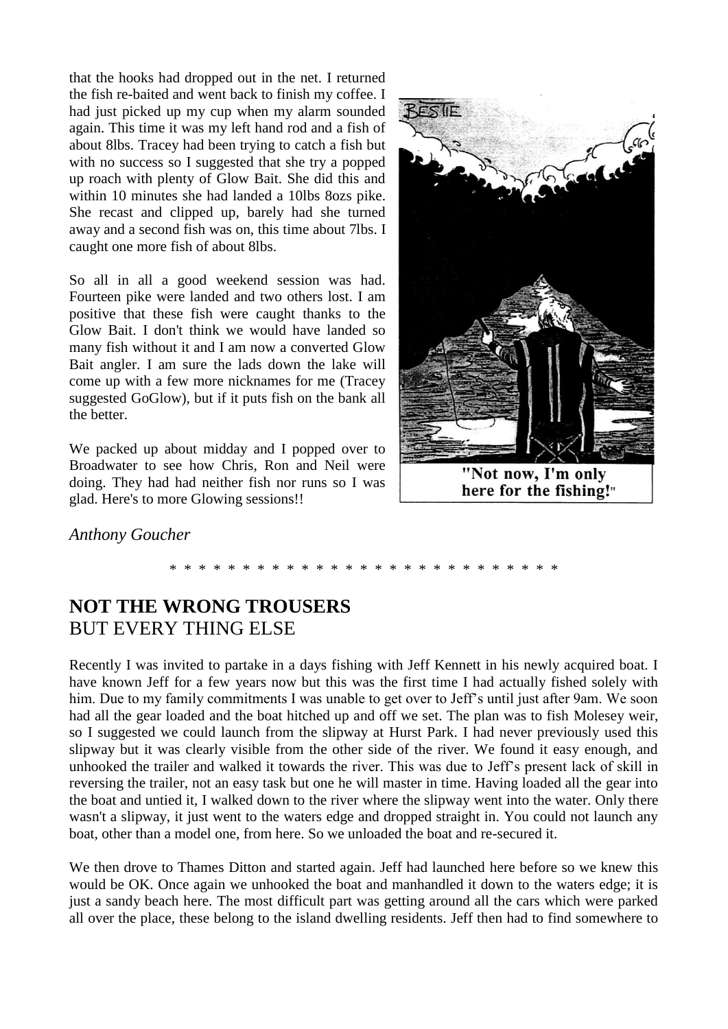that the hooks had dropped out in the net. I returned the fish re-baited and went back to finish my coffee. I had just picked up my cup when my alarm sounded again. This time it was my left hand rod and a fish of about 8lbs. Tracey had been trying to catch a fish but with no success so I suggested that she try a popped up roach with plenty of Glow Bait. She did this and within 10 minutes she had landed a 10lbs 8ozs pike. She recast and clipped up, barely had she turned away and a second fish was on, this time about 7lbs. I caught one more fish of about 8lbs.

So all in all a good weekend session was had. Fourteen pike were landed and two others lost. I am positive that these fish were caught thanks to the Glow Bait. I don't think we would have landed so many fish without it and I am now a converted Glow Bait angler. I am sure the lads down the lake will come up with a few more nicknames for me (Tracey suggested GoGlow), but if it puts fish on the bank all the better.

We packed up about midday and I popped over to Broadwater to see how Chris, Ron and Neil were doing. They had had neither fish nor runs so I was glad. Here's to more Glowing sessions!!

"Not now, I'm only here for the fishing!"

*Anthony Goucher*

\* \* \* \* \* \* \* \* \* \* \* \* \* \* \* \* \* \* \* \* \* \* \* \* \* \* \* \* \*

## NOT THE WRONG TROUSERS
BUT EVERY THING ELSE

Recently I was invited to partake in a days fishing with Jeff Kennett in his newly acquired boat. I have known Jeff for a few years now but this was the first time I had actually fished solely with him. Due to my family commitments I was unable to get over to Jeff's until just after 9am. We soon had all the gear loaded and the boat hitched up and off we set. The plan was to fish Molesey weir, so I suggested we could launch from the slipway at Hurst Park. I had never previously used this slipway but it was clearly visible from the other side of the river. We found it easy enough, and unhooked the trailer and walked it towards the river. This was due to Jeff's present lack of skill in reversing the trailer, not an easy task but one he will master in time. Having loaded all the gear into the boat and untied it, I walked down to the river where the slipway went into the water. Only there wasn't a slipway, it just went to the waters edge and dropped straight in. You could not launch any boat, other than a model one, from here. So we unloaded the boat and re-secured it.

We then drove to Thames Ditton and started again. Jeff had launched here before so we knew this would be OK. Once again we unhooked the boat and manhandled it down to the waters edge; it is just a sandy beach here. The most difficult part was getting around all the cars which were parked all over the place, these belong to the island dwelling residents. Jeff then had to find somewhere to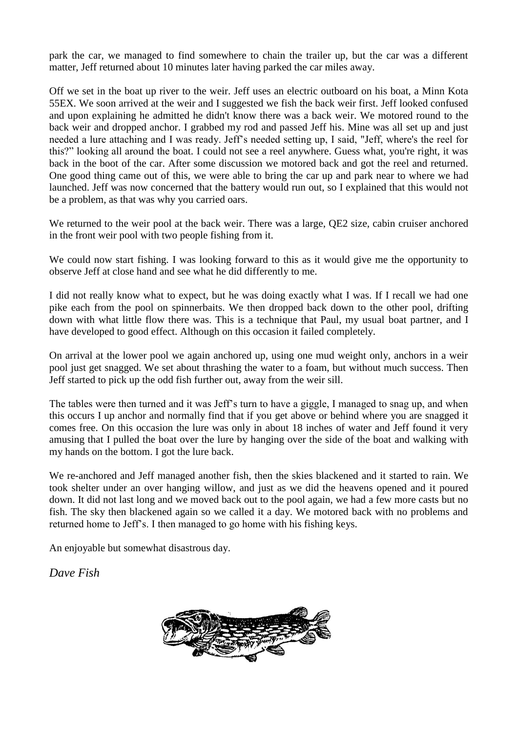park the car, we managed to find somewhere to chain the trailer up, but the car was a different matter, Jeff returned about 10 minutes later having parked the car miles away.

Off we set in the boat up river to the weir. Jeff uses an electric outboard on his boat, a Minn Kota 55EX. We soon arrived at the weir and I suggested we fish the back weir first. Jeff looked confused and upon explaining he admitted he didn't know there was a back weir. We motored round to the back weir and dropped anchor. I grabbed my rod and passed Jeff his. Mine was all set up and just needed a lure attaching and I was ready. Jeff's needed setting up, I said, "Jeff, where's the reel for this?" looking all around the boat. I could not see a reel anywhere. Guess what, you're right, it was back in the boot of the car. After some discussion we motored back and got the reel and returned. One good thing came out of this, we were able to bring the car up and park near to where we had launched. Jeff was now concerned that the battery would run out, so I explained that this would not be a problem, as that was why you carried oars.

We returned to the weir pool at the back weir. There was a large, QE2 size, cabin cruiser anchored in the front weir pool with two people fishing from it.

We could now start fishing. I was looking forward to this as it would give me the opportunity to observe Jeff at close hand and see what he did differently to me.

I did not really know what to expect, but he was doing exactly what I was. If I recall we had one pike each from the pool on spinnerbaits. We then dropped back down to the other pool, drifting down with what little flow there was. This is a technique that Paul, my usual boat partner, and I have developed to good effect. Although on this occasion it failed completely.

On arrival at the lower pool we again anchored up, using one mud weight only, anchors in a weir pool just get snagged. We set about thrashing the water to a foam, but without much success. Then Jeff started to pick up the odd fish further out, away from the weir sill.

The tables were then turned and it was Jeff's turn to have a giggle, I managed to snag up, and when this occurs I up anchor and normally find that if you get above or behind where you are snagged it comes free. On this occasion the lure was only in about 18 inches of water and Jeff found it very amusing that I pulled the boat over the lure by hanging over the side of the boat and walking with my hands on the bottom. I got the lure back.

We re-anchored and Jeff managed another fish, then the skies blackened and it started to rain. We took shelter under an over hanging willow, and just as we did the heavens opened and it poured down. It did not last long and we moved back out to the pool again, we had a few more casts but no fish. The sky then blackened again so we called it a day. We motored back with no problems and returned home to Jeff's. I then managed to go home with his fishing keys.

An enjoyable but somewhat disastrous day.

*Dave Fish*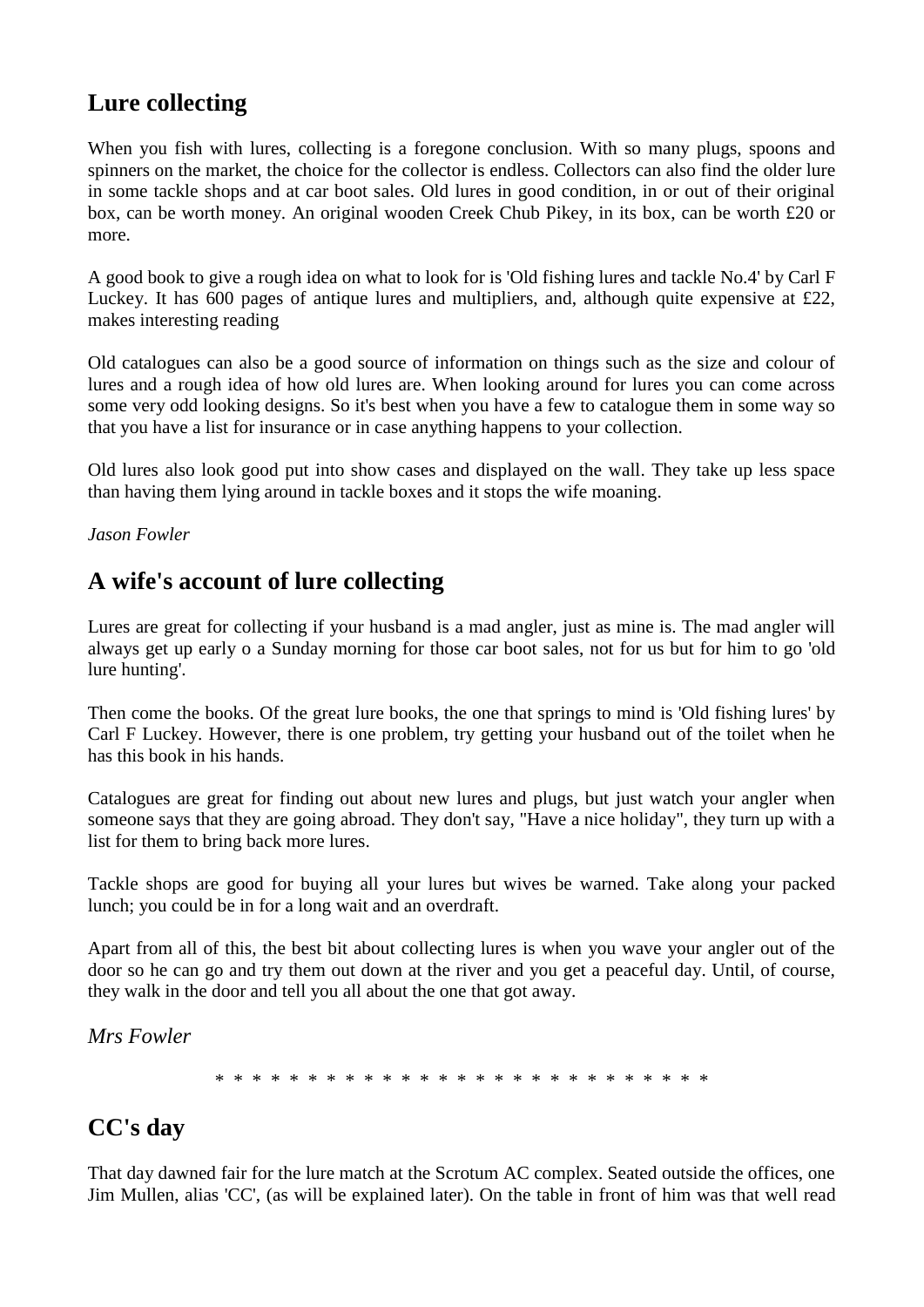## Lure collecting

When you fish with lures, collecting is a foregone conclusion. With so many plugs, spoons and spinners on the market, the choice for the collector is endless. Collectors can also find the older lure in some tackle shops and at car boot sales. Old lures in good condition, in or out of their original box, can be worth money. An original wooden Creek Chub Pikey, in its box, can be worth £20 or more.

A good book to give a rough idea on what to look for is 'Old fishing lures and tackle No.4' by Carl F Luckey. It has 600 pages of antique lures and multipliers, and, although quite expensive at £22, makes interesting reading

Old catalogues can also be a good source of information on things such as the size and colour of lures and a rough idea of how old lures are. When looking around for lures you can come across some very odd looking designs. So it's best when you have a few to catalogue them in some way so that you have a list for insurance or in case anything happens to your collection.

Old lures also look good put into show cases and displayed on the wall. They take up less space than having them lying around in tackle boxes and it stops the wife moaning.

*Jason Fowler*

## A wife's account of lure collecting

Lures are great for collecting if your husband is a mad angler, just as mine is. The mad angler will always get up early o a Sunday morning for those car boot sales, not for us but for him to go 'old lure hunting'.

Then come the books. Of the great lure books, the one that springs to mind is 'Old fishing lures' by Carl F Luckey. However, there is one problem, try getting your husband out of the toilet when he has this book in his hands.

Catalogues are great for finding out about new lures and plugs, but just watch your angler when someone says that they are going abroad. They don't say, "Have a nice holiday", they turn up with a list for them to bring back more lures.

Tackle shops are good for buying all your lures but wives be warned. Take along your packed lunch; you could be in for a long wait and an overdraft.

Apart from all of this, the best bit about collecting lures is when you wave your angler out of the door so he can go and try them out down at the river and you get a peaceful day. Until, of course, they walk in the door and tell you all about the one that got away.

*Mrs Fowler*

* * * * * * * * * * * * * * * * * * * * * * * * * * * * * *

## CC's day

That day dawned fair for the lure match at the Scrotum AC complex. Seated outside the offices, one Jim Mullen, alias 'CC', (as will be explained later). On the table in front of him was that well read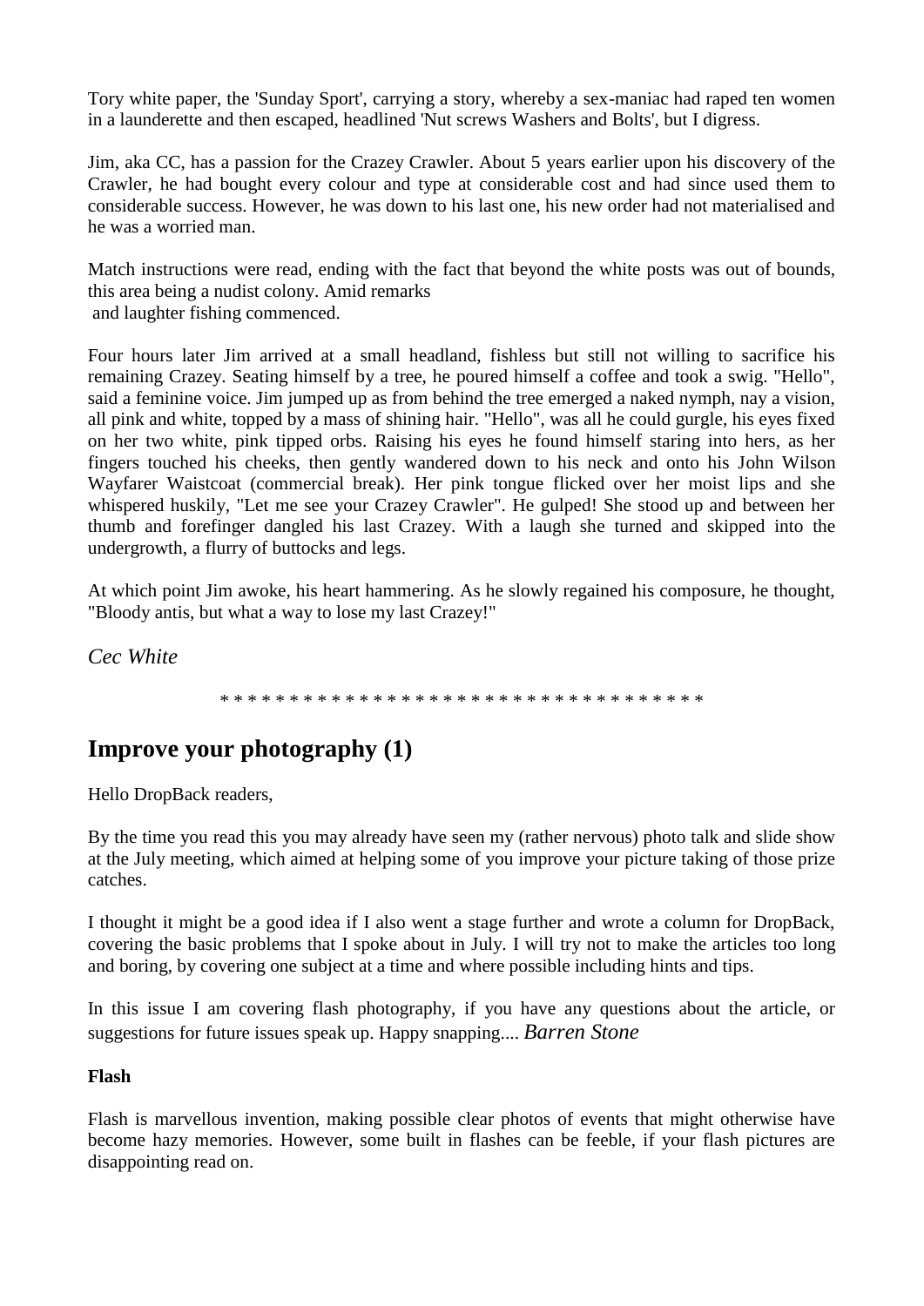Tory white paper, the 'Sunday Sport', carrying a story, whereby a sex-maniac had raped ten women in a launderette and then escaped, headlined 'Nut screws Washers and Bolts', but I digress.

Jim, aka CC, has a passion for the Crazey Crawler. About 5 years earlier upon his discovery of the Crawler, he had bought every colour and type at considerable cost and had since used them to considerable success. However, he was down to his last one, his new order had not materialised and he was a worried man.

Match instructions were read, ending with the fact that beyond the white posts was out of bounds, this area being a nudist colony. Amid remarks and laughter fishing commenced.

Four hours later Jim arrived at a small headland, fishless but still not willing to sacrifice his remaining Crazey. Seating himself by a tree, he poured himself a coffee and took a swig. "Hello", said a feminine voice. Jim jumped up as from behind the tree emerged a naked nymph, nay a vision, all pink and white, topped by a mass of shining hair. "Hello", was all he could gurgle, his eyes fixed on her two white, pink tipped orbs. Raising his eyes he found himself staring into hers, as her fingers touched his cheeks, then gently wandered down to his neck and onto his John Wilson Wayfarer Waistcoat (commercial break). Her pink tongue flicked over her moist lips and she whispered huskily, "Let me see your Crazey Crawler". He gulped! She stood up and between her thumb and forefinger dangled his last Crazey. With a laugh she turned and skipped into the undergrowth, a flurry of buttocks and legs.

At which point Jim awoke, his heart hammering. As he slowly regained his composure, he thought, "Bloody antis, but what a way to lose my last Crazey!"

*Cec White*

* * * * * * * * * * * * * * * * * * * * * * * * * * * * * * * * * * *

## Improve your photography (1)

Hello DropBack readers,

By the time you read this you may already have seen my (rather nervous) photo talk and slide show at the July meeting, which aimed at helping some of you improve your picture taking of those prize catches.

I thought it might be a good idea if I also went a stage further and wrote a column for DropBack, covering the basic problems that I spoke about in July. I will try not to make the articles too long and boring, by covering one subject at a time and where possible including hints and tips.

In this issue I am covering flash photography, if you have any questions about the article, or suggestions for future issues speak up. Happy snapping.... *Barren Stone*

**Flash**

Flash is marvellous invention, making possible clear photos of events that might otherwise have become hazy memories. However, some built in flashes can be feeble, if your flash pictures are disappointing read on.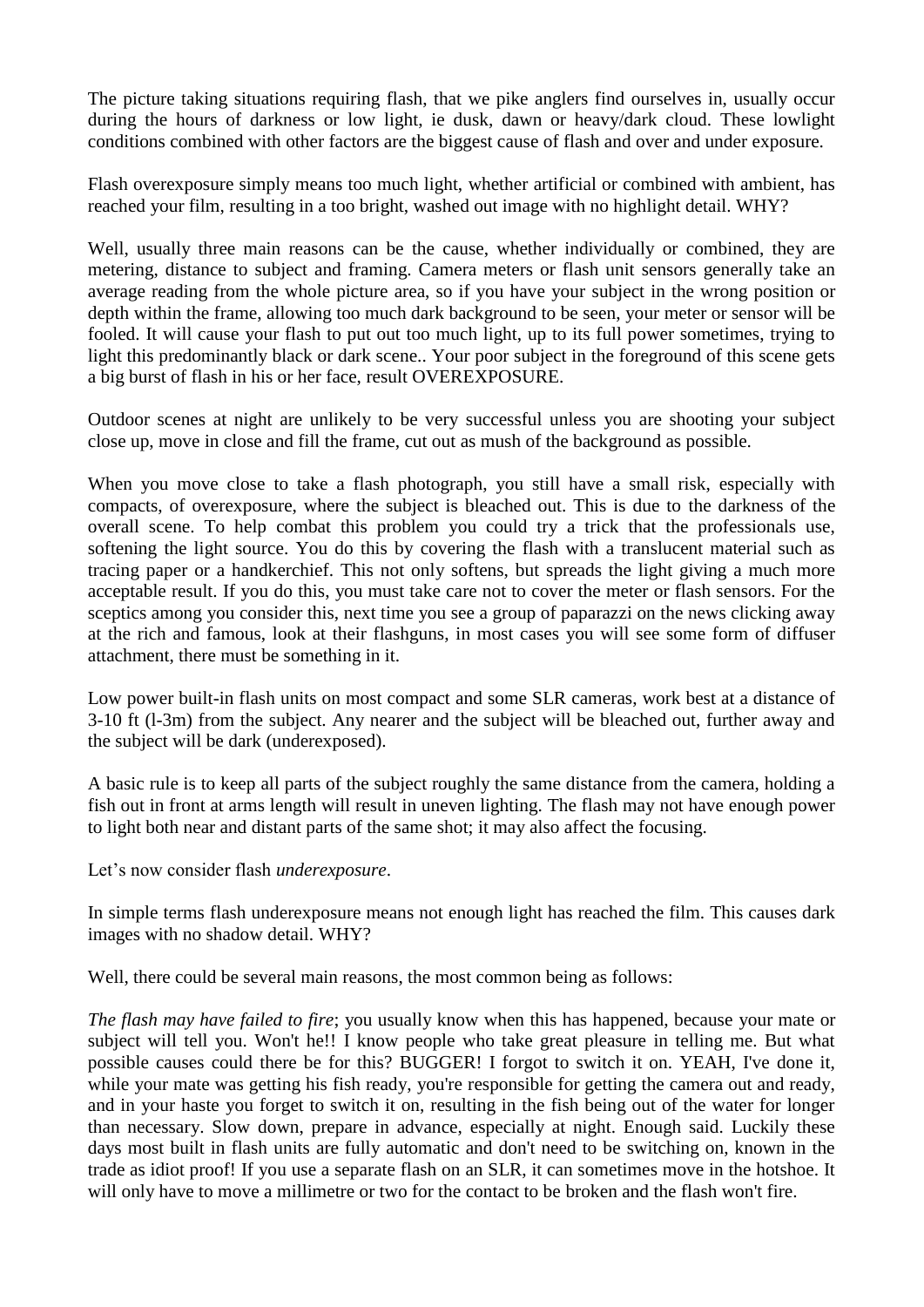The picture taking situations requiring flash, that we pike anglers find ourselves in, usually occur during the hours of darkness or low light, ie dusk, dawn or heavy/dark cloud. These lowlight conditions combined with other factors are the biggest cause of flash and over and under exposure.

Flash overexposure simply means too much light, whether artificial or combined with ambient, has reached your film, resulting in a too bright, washed out image with no highlight detail. WHY?

Well, usually three main reasons can be the cause, whether individually or combined, they are metering, distance to subject and framing. Camera meters or flash unit sensors generally take an average reading from the whole picture area, so if you have your subject in the wrong position or depth within the frame, allowing too much dark background to be seen, your meter or sensor will be fooled. It will cause your flash to put out too much light, up to its full power sometimes, trying to light this predominantly black or dark scene.. Your poor subject in the foreground of this scene gets a big burst of flash in his or her face, result OVEREXPOSURE.

Outdoor scenes at night are unlikely to be very successful unless you are shooting your subject close up, move in close and fill the frame, cut out as mush of the background as possible.

When you move close to take a flash photograph, you still have a small risk, especially with compacts, of overexposure, where the subject is bleached out. This is due to the darkness of the overall scene. To help combat this problem you could try a trick that the professionals use, softening the light source. You do this by covering the flash with a translucent material such as tracing paper or a handkerchief. This not only softens, but spreads the light giving a much more acceptable result. If you do this, you must take care not to cover the meter or flash sensors. For the sceptics among you consider this, next time you see a group of paparazzi on the news clicking away at the rich and famous, look at their flashguns, in most cases you will see some form of diffuser attachment, there must be something in it.

Low power built-in flash units on most compact and some SLR cameras, work best at a distance of 3-10 ft (l-3m) from the subject. Any nearer and the subject will be bleached out, further away and the subject will be dark (underexposed).

A basic rule is to keep all parts of the subject roughly the same distance from the camera, holding a fish out in front at arms length will result in uneven lighting. The flash may not have enough power to light both near and distant parts of the same shot; it may also affect the focusing.

Let's now consider flash *underexposure*.

In simple terms flash underexposure means not enough light has reached the film. This causes dark images with no shadow detail. WHY?

Well, there could be several main reasons, the most common being as follows:

*The flash may have failed to fire*; you usually know when this has happened, because your mate or subject will tell you. Won't he!! I know people who take great pleasure in telling me. But what possible causes could there be for this? BUGGER! I forgot to switch it on. YEAH, I've done it, while your mate was getting his fish ready, you're responsible for getting the camera out and ready, and in your haste you forget to switch it on, resulting in the fish being out of the water for longer than necessary. Slow down, prepare in advance, especially at night. Enough said. Luckily these days most built in flash units are fully automatic and don't need to be switching on, known in the trade as idiot proof! If you use a separate flash on an SLR, it can sometimes move in the hotshoe. It will only have to move a millimetre or two for the contact to be broken and the flash won't fire.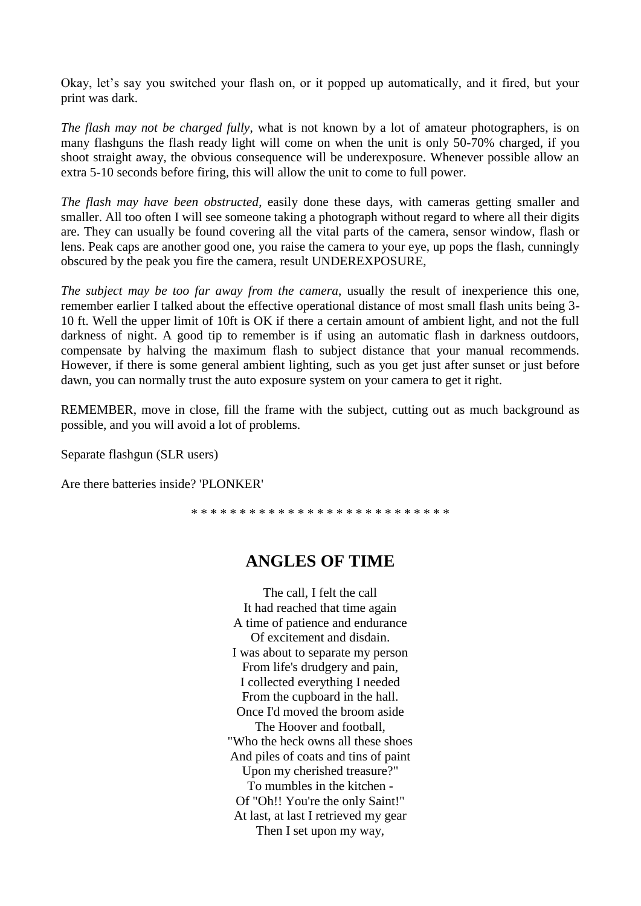Okay, let’s say you switched your flash on, or it popped up automatically, and it fired, but your print was dark.

*The flash may not be charged fully*, what is not known by a lot of amateur photographers, is on many flashguns the flash ready light will come on when the unit is only 50-70% charged, if you shoot straight away, the obvious consequence will be underexposure. Whenever possible allow an extra 5-10 seconds before firing, this will allow the unit to come to full power.

*The flash may have been obstructed*, easily done these days, with cameras getting smaller and smaller. All too often I will see someone taking a photograph without regard to where all their digits are. They can usually be found covering all the vital parts of the camera, sensor window, flash or lens. Peak caps are another good one, you raise the camera to your eye, up pops the flash, cunningly obscured by the peak you fire the camera, result UNDEREXPOSURE,

*The subject may be too far away from the camera*, usually the result of inexperience this one, remember earlier I talked about the effective operational distance of most small flash units being 3-10 ft. Well the upper limit of 10ft is OK if there a certain amount of ambient light, and not the full darkness of night. A good tip to remember is if using an automatic flash in darkness outdoors, compensate by halving the maximum flash to subject distance that your manual recommends. However, if there is some general ambient lighting, such as you get just after sunset or just before dawn, you can normally trust the auto exposure system on your camera to get it right.

REMEMBER, move in close, fill the frame with the subject, cutting out as much background as possible, and you will avoid a lot of problems.

Separate flashgun (SLR users)

Are there batteries inside? 'PLONKER'

* * * * * * * * * * * * * * * * * * * * * * * * * * *

## ANGLES OF TIME

The call, I felt the call  
It had reached that time again  
A time of patience and endurance  
Of excitement and disdain.  
I was about to separate my person  
From life's drudgery and pain,  
I collected everything I needed  
From the cupboard in the hall.  
Once I'd moved the broom aside  
The Hoover and football,  
"Who the heck owns all these shoes  
And piles of coats and tins of paint  
Upon my cherished treasure?"  
To mumbles in the kitchen -  
Of "Oh!! You're the only Saint!"  
At last, at last I retrieved my gear  
Then I set upon my way,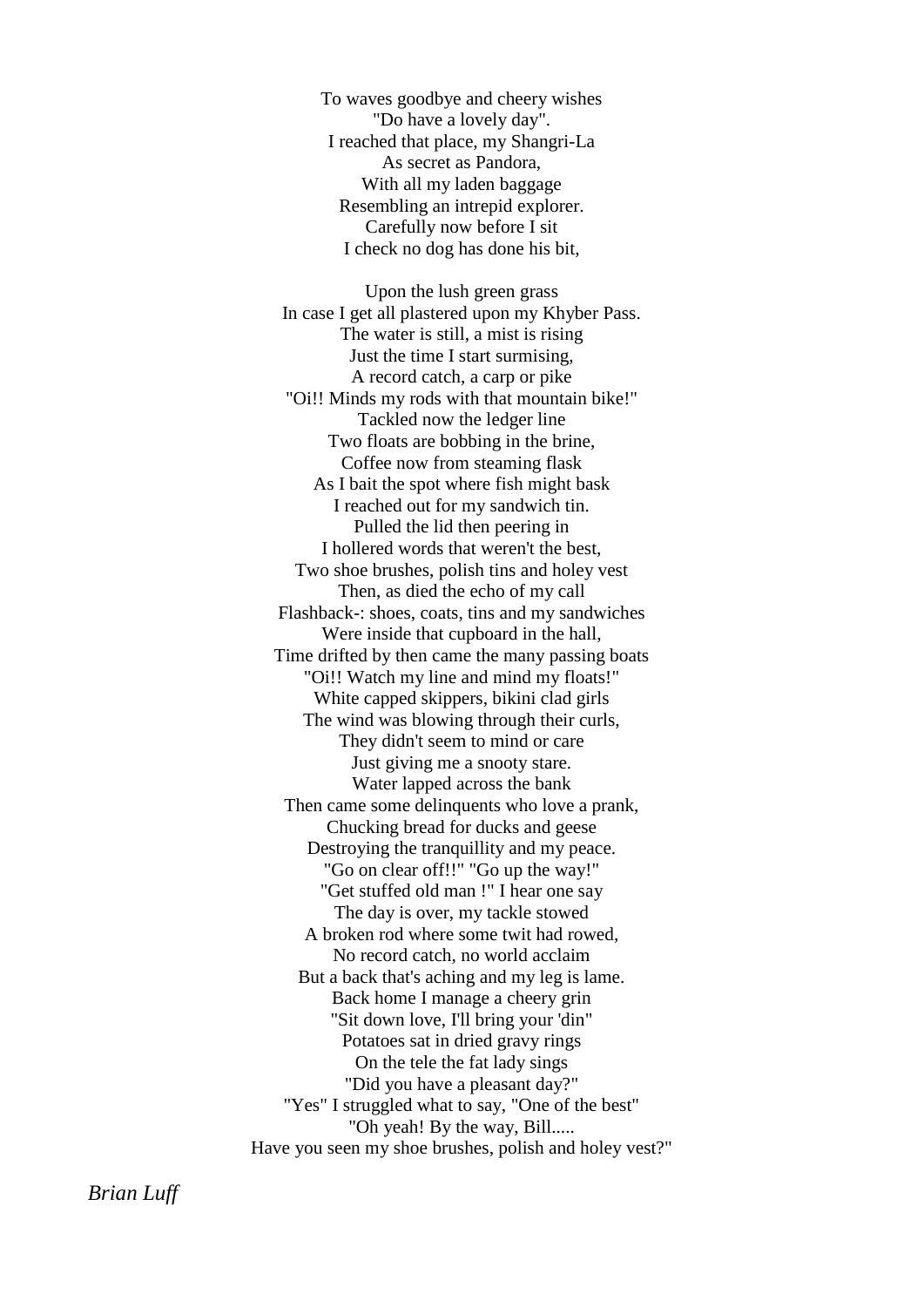To waves goodbye and cheery wishes  
"Do have a lovely day".  
I reached that place, my Shangri-La  
As secret as Pandora,  
With all my laden baggage  
Resembling an intrepid explorer.  
Carefully now before I sit  
I check no dog has done his bit,

Upon the lush green grass  
In case I get all plastered upon my Khyber Pass.  
The water is still, a mist is rising  
Just the time I start surmising,  
A record catch, a carp or pike  
"Oi!! Minds my rods with that mountain bike!"  
Tackled now the ledger line  
Two floats are bobbing in the brine,  
Coffee now from steaming flask  
As I bait the spot where fish might bask  
I reached out for my sandwich tin.  
Pulled the lid then peering in  
I hollered words that weren't the best,  
Two shoe brushes, polish tins and holey vest  
Then, as died the echo of my call  
Flashback-: shoes, coats, tins and my sandwiches  
Were inside that cupboard in the hall,  
Time drifted by then came the many passing boats  
"Oi!! Watch my line and mind my floats!"  
White capped skippers, bikini clad girls  
The wind was blowing through their curls,  
They didn't seem to mind or care  
Just giving me a snooty stare.  
Water lapped across the bank  
Then came some delinquents who love a prank,  
Chucking bread for ducks and geese  
Destroying the tranquillity and my peace.  
"Go on clear off!!" "Go up the way!"  
"Get stuffed old man !" I hear one say  
The day is over, my tackle stowed  
A broken rod where some twit had rowed,  
No record catch, no world acclaim  
But a back that's aching and my leg is lame.  
Back home I manage a cheery grin  
"Sit down love, I'll bring your 'din"  
Potatoes sat in dried gravy rings  
On the tele the fat lady sings  
"Did you have a pleasant day?"  
"Yes" I struggled what to say, "One of the best"  
"Oh yeah! By the way, Bill.....  
Have you seen my shoe brushes, polish and holey vest?"

*Brian Luff*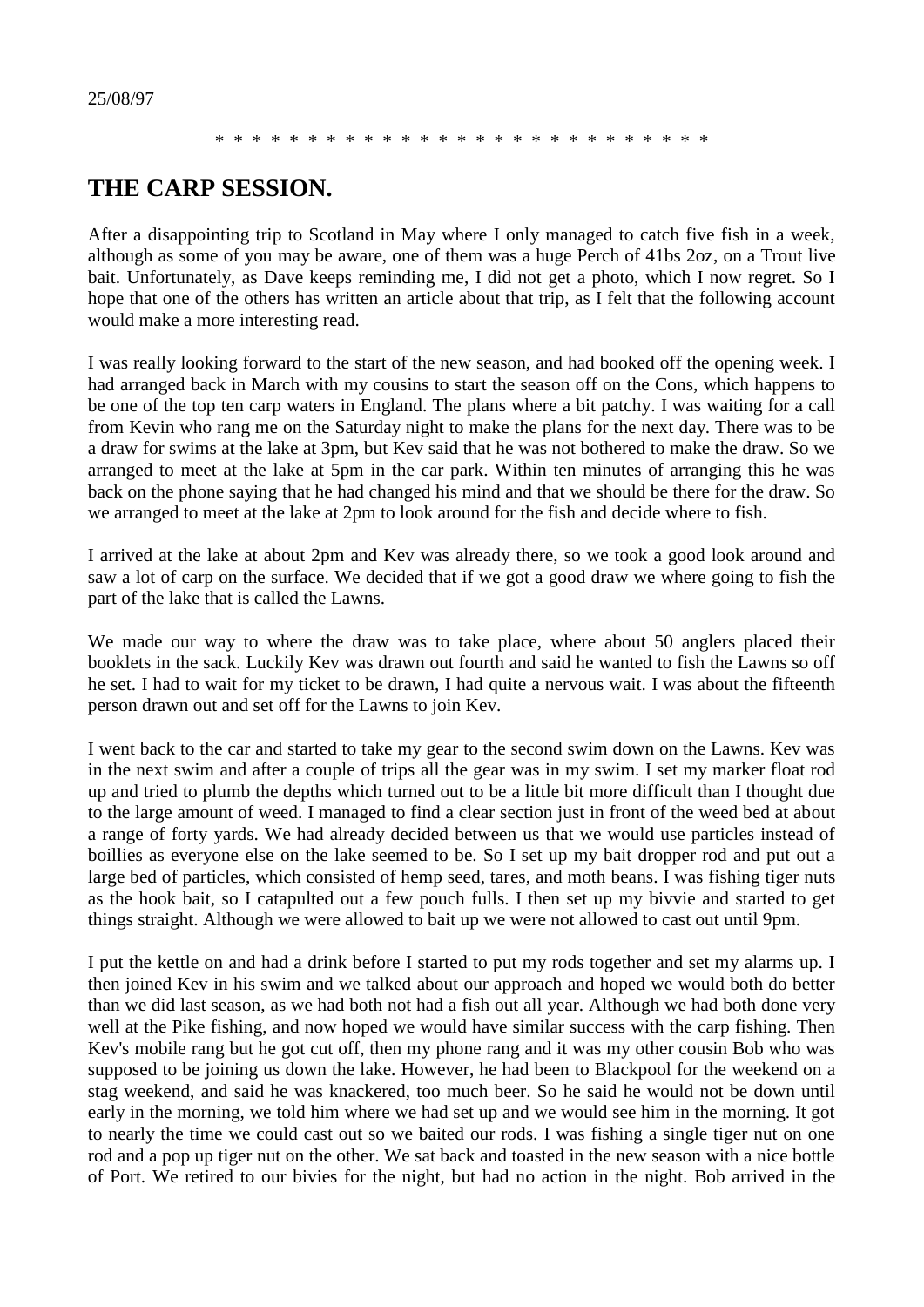25/08/97

\* \* \* \* \* \* \* \* \* \* \* \* \* \* \* \* \* \* \* \* \* \* \* \* \* \* \* \* \*

## THE CARP SESSION.

After a disappointing trip to Scotland in May where I only managed to catch five fish in a week, although as some of you may be aware, one of them was a huge Perch of 41bs 2oz, on a Trout live bait. Unfortunately, as Dave keeps reminding me, I did not get a photo, which I now regret. So I hope that one of the others has written an article about that trip, as I felt that the following account would make a more interesting read.

I was really looking forward to the start of the new season, and had booked off the opening week. I had arranged back in March with my cousins to start the season off on the Cons, which happens to be one of the top ten carp waters in England. The plans where a bit patchy. I was waiting for a call from Kevin who rang me on the Saturday night to make the plans for the next day. There was to be a draw for swims at the lake at 3pm, but Kev said that he was not bothered to make the draw. So we arranged to meet at the lake at 5pm in the car park. Within ten minutes of arranging this he was back on the phone saying that he had changed his mind and that we should be there for the draw. So we arranged to meet at the lake at 2pm to look around for the fish and decide where to fish.

I arrived at the lake at about 2pm and Kev was already there, so we took a good look around and saw a lot of carp on the surface. We decided that if we got a good draw we where going to fish the part of the lake that is called the Lawns.

We made our way to where the draw was to take place, where about 50 anglers placed their booklets in the sack. Luckily Kev was drawn out fourth and said he wanted to fish the Lawns so off he set. I had to wait for my ticket to be drawn, I had quite a nervous wait. I was about the fifteenth person drawn out and set off for the Lawns to join Kev.

I went back to the car and started to take my gear to the second swim down on the Lawns. Kev was in the next swim and after a couple of trips all the gear was in my swim. I set my marker float rod up and tried to plumb the depths which turned out to be a little bit more difficult than I thought due to the large amount of weed. I managed to find a clear section just in front of the weed bed at about a range of forty yards. We had already decided between us that we would use particles instead of boillies as everyone else on the lake seemed to be. So I set up my bait dropper rod and put out a large bed of particles, which consisted of hemp seed, tares, and moth beans. I was fishing tiger nuts as the hook bait, so I catapulted out a few pouch fulls. I then set up my bivvie and started to get things straight. Although we were allowed to bait up we were not allowed to cast out until 9pm.

I put the kettle on and had a drink before I started to put my rods together and set my alarms up. I then joined Kev in his swim and we talked about our approach and hoped we would both do better than we did last season, as we had both not had a fish out all year. Although we had both done very well at the Pike fishing, and now hoped we would have similar success with the carp fishing. Then Kev's mobile rang but he got cut off, then my phone rang and it was my other cousin Bob who was supposed to be joining us down the lake. However, he had been to Blackpool for the weekend on a stag weekend, and said he was knackered, too much beer. So he said he would not be down until early in the morning, we told him where we had set up and we would see him in the morning. It got to nearly the time we could cast out so we baited our rods. I was fishing a single tiger nut on one rod and a pop up tiger nut on the other. We sat back and toasted in the new season with a nice bottle of Port. We retired to our bivies for the night, but had no action in the night. Bob arrived in the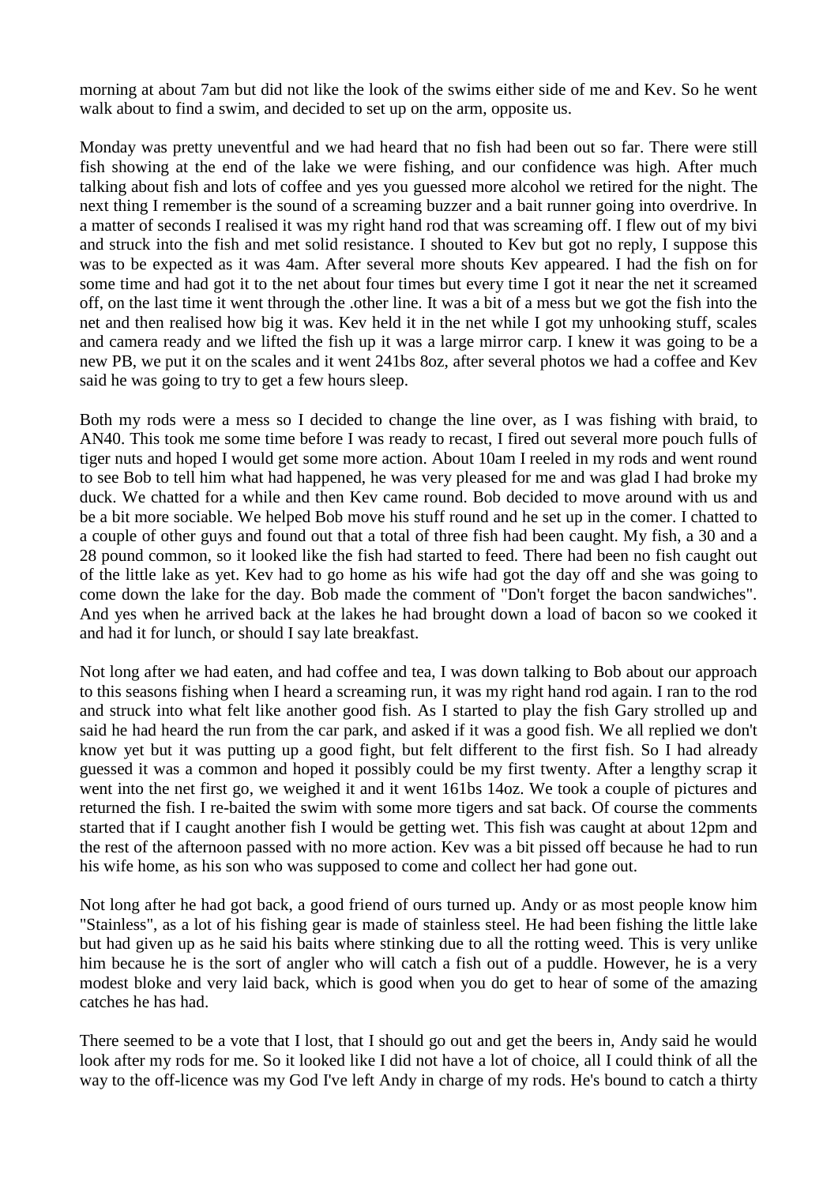morning at about 7am but did not like the look of the swims either side of me and Kev. So he went walk about to find a swim, and decided to set up on the arm, opposite us.

Monday was pretty uneventful and we had heard that no fish had been out so far. There were still fish showing at the end of the lake we were fishing, and our confidence was high. After much talking about fish and lots of coffee and yes you guessed more alcohol we retired for the night. The next thing I remember is the sound of a screaming buzzer and a bait runner going into overdrive. In a matter of seconds I realised it was my right hand rod that was screaming off. I flew out of my bivi and struck into the fish and met solid resistance. I shouted to Kev but got no reply, I suppose this was to be expected as it was 4am. After several more shouts Kev appeared. I had the fish on for some time and had got it to the net about four times but every time I got it near the net it screamed off, on the last time it went through the .other line. It was a bit of a mess but we got the fish into the net and then realised how big it was. Kev held it in the net while I got my unhooking stuff, scales and camera ready and we lifted the fish up it was a large mirror carp. I knew it was going to be a new PB, we put it on the scales and it went 241bs 8oz, after several photos we had a coffee and Kev said he was going to try to get a few hours sleep.

Both my rods were a mess so I decided to change the line over, as I was fishing with braid, to AN40. This took me some time before I was ready to recast, I fired out several more pouch fulls of tiger nuts and hoped I would get some more action. About 10am I reeled in my rods and went round to see Bob to tell him what had happened, he was very pleased for me and was glad I had broke my duck. We chatted for a while and then Kev came round. Bob decided to move around with us and be a bit more sociable. We helped Bob move his stuff round and he set up in the comer. I chatted to a couple of other guys and found out that a total of three fish had been caught. My fish, a 30 and a 28 pound common, so it looked like the fish had started to feed. There had been no fish caught out of the little lake as yet. Kev had to go home as his wife had got the day off and she was going to come down the lake for the day. Bob made the comment of "Don't forget the bacon sandwiches". And yes when he arrived back at the lakes he had brought down a load of bacon so we cooked it and had it for lunch, or should I say late breakfast.

Not long after we had eaten, and had coffee and tea, I was down talking to Bob about our approach to this seasons fishing when I heard a screaming run, it was my right hand rod again. I ran to the rod and struck into what felt like another good fish. As I started to play the fish Gary strolled up and said he had heard the run from the car park, and asked if it was a good fish. We all replied we don't know yet but it was putting up a good fight, but felt different to the first fish. So I had already guessed it was a common and hoped it possibly could be my first twenty. After a lengthy scrap it went into the net first go, we weighed it and it went 161bs 14oz. We took a couple of pictures and returned the fish. I re-baited the swim with some more tigers and sat back. Of course the comments started that if I caught another fish I would be getting wet. This fish was caught at about 12pm and the rest of the afternoon passed with no more action. Kev was a bit pissed off because he had to run his wife home, as his son who was supposed to come and collect her had gone out.

Not long after he had got back, a good friend of ours turned up. Andy or as most people know him "Stainless", as a lot of his fishing gear is made of stainless steel. He had been fishing the little lake but had given up as he said his baits where stinking due to all the rotting weed. This is very unlike him because he is the sort of angler who will catch a fish out of a puddle. However, he is a very modest bloke and very laid back, which is good when you do get to hear of some of the amazing catches he has had.

There seemed to be a vote that I lost, that I should go out and get the beers in, Andy said he would look after my rods for me. So it looked like I did not have a lot of choice, all I could think of all the way to the off-licence was my God I've left Andy in charge of my rods. He's bound to catch a thirty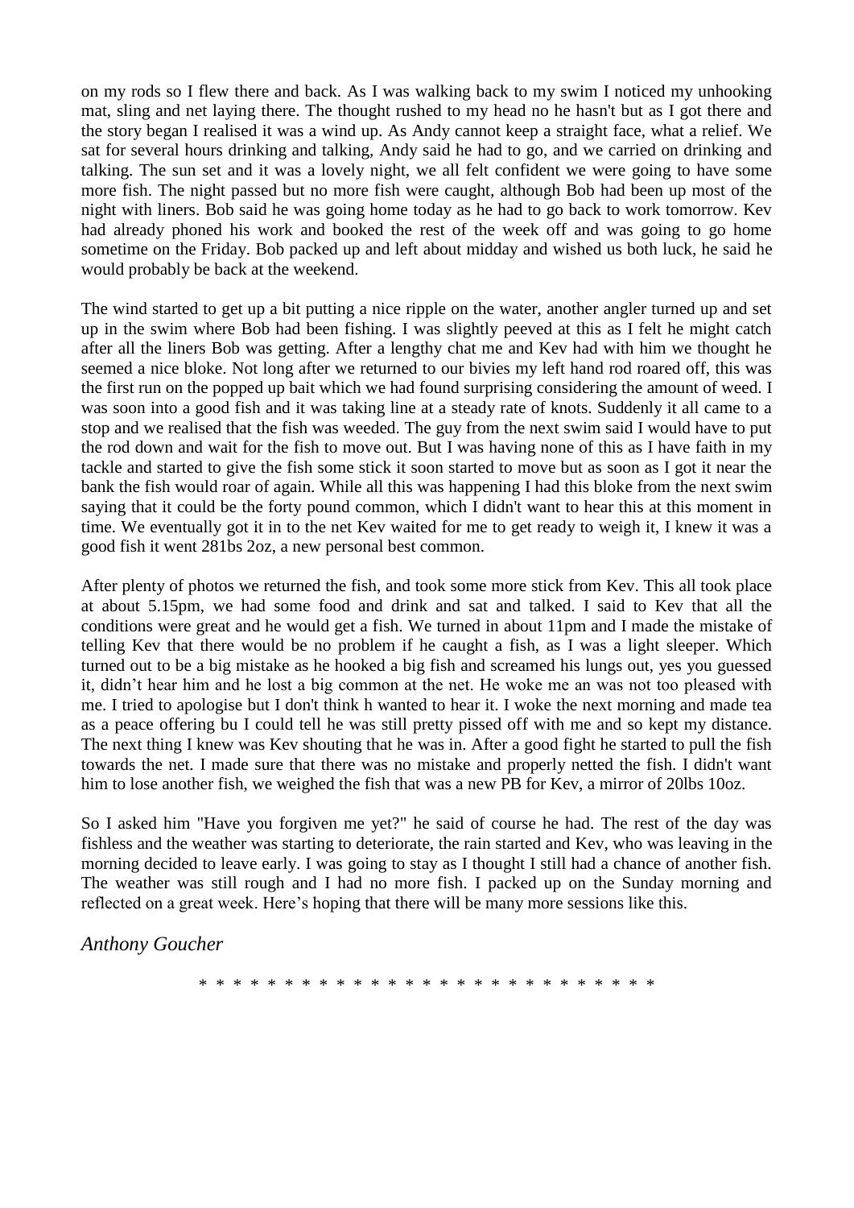on my rods so I flew there and back. As I was walking back to my swim I noticed my unhooking mat, sling and net laying there. The thought rushed to my head no he hasn't but as I got there and the story began I realised it was a wind up. As Andy cannot keep a straight face, what a relief. We sat for several hours drinking and talking, Andy said he had to go, and we carried on drinking and talking. The sun set and it was a lovely night, we all felt confident we were going to have some more fish. The night passed but no more fish were caught, although Bob had been up most of the night with liners. Bob said he was going home today as he had to go back to work tomorrow. Kev had already phoned his work and booked the rest of the week off and was going to go home sometime on the Friday. Bob packed up and left about midday and wished us both luck, he said he would probably be back at the weekend.

The wind started to get up a bit putting a nice ripple on the water, another angler turned up and set up in the swim where Bob had been fishing. I was slightly peeved at this as I felt he might catch after all the liners Bob was getting. After a lengthy chat me and Kev had with him we thought he seemed a nice bloke. Not long after we returned to our bivies my left hand rod roared off, this was the first run on the popped up bait which we had found surprising considering the amount of weed. I was soon into a good fish and it was taking line at a steady rate of knots. Suddenly it all came to a stop and we realised that the fish was weeded. The guy from the next swim said I would have to put the rod down and wait for the fish to move out. But I was having none of this as I have faith in my tackle and started to give the fish some stick it soon started to move but as soon as I got it near the bank the fish would roar of again. While all this was happening I had this bloke from the next swim saying that it could be the forty pound common, which I didn't want to hear this at this moment in time. We eventually got it in to the net Kev waited for me to get ready to weigh it, I knew it was a good fish it went 281bs 2oz, a new personal best common.

After plenty of photos we returned the fish, and took some more stick from Kev. This all took place at about 5.15pm, we had some food and drink and sat and talked. I said to Kev that all the conditions were great and he would get a fish. We turned in about 11pm and I made the mistake of telling Kev that there would be no problem if he caught a fish, as I was a light sleeper. Which turned out to be a big mistake as he hooked a big fish and screamed his lungs out, yes you guessed it, didn't hear him and he lost a big common at the net. He woke me an was not too pleased with me. I tried to apologise but I don't think h wanted to hear it. I woke the next morning and made tea as a peace offering bu I could tell he was still pretty pissed off with me and so kept my distance. The next thing I knew was Kev shouting that he was in. After a good fight he started to pull the fish towards the net. I made sure that there was no mistake and properly netted the fish. I didn't want him to lose another fish, we weighed the fish that was a new PB for Kev, a mirror of 20lbs 10oz.

So I asked him "Have you forgiven me yet?" he said of course he had. The rest of the day was fishless and the weather was starting to deteriorate, the rain started and Kev, who was leaving in the morning decided to leave early. I was going to stay as I thought I still had a chance of another fish. The weather was still rough and I had no more fish. I packed up on the Sunday morning and reflected on a great week. Here's hoping that there will be many more sessions like this.

*Anthony Goucher*

* * * * * * * * * * * * * * * * * * * * * * * * * * * * *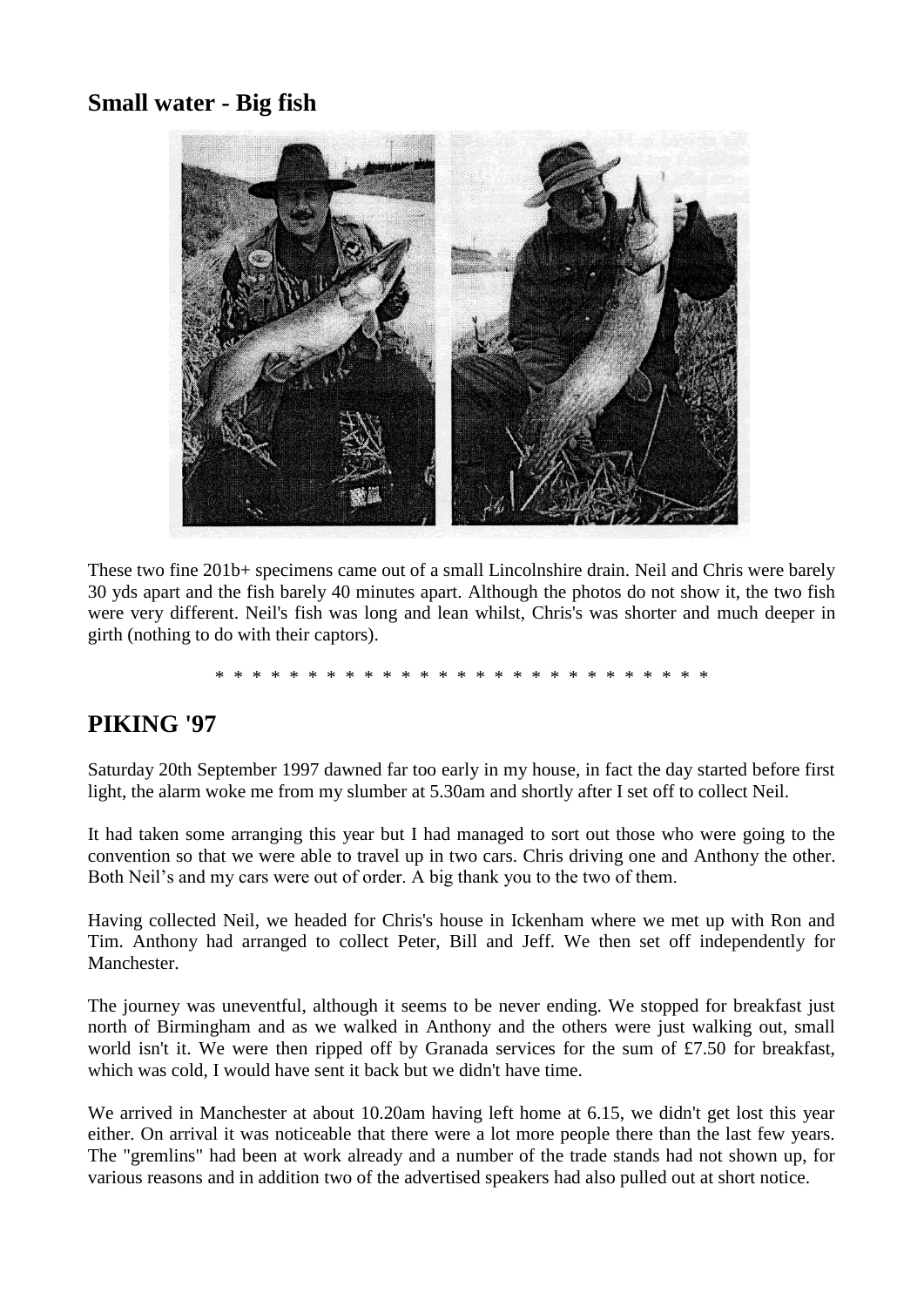## Small water - Big fish

These two fine 201b+ specimens came out of a small Lincolnshire drain. Neil and Chris were barely 30 yds apart and the fish barely 40 minutes apart. Although the photos do not show it, the two fish were very different. Neil's fish was long and lean whilst, Chris's was shorter and much deeper in girth (nothing to do with their captors).

* * * * * * * * * * * * * * * * * * * * * * * * * * * * *

## PIKING '97

Saturday 20th September 1997 dawned far too early in my house, in fact the day started before first light, the alarm woke me from my slumber at 5.30am and shortly after I set off to collect Neil.

It had taken some arranging this year but I had managed to sort out those who were going to the convention so that we were able to travel up in two cars. Chris driving one and Anthony the other. Both Neil's and my cars were out of order. A big thank you to the two of them.

Having collected Neil, we headed for Chris's house in Ickenham where we met up with Ron and Tim. Anthony had arranged to collect Peter, Bill and Jeff. We then set off independently for Manchester.

The journey was uneventful, although it seems to be never ending. We stopped for breakfast just north of Birmingham and as we walked in Anthony and the others were just walking out, small world isn't it. We were then ripped off by Granada services for the sum of £7.50 for breakfast, which was cold, I would have sent it back but we didn't have time.

We arrived in Manchester at about 10.20am having left home at 6.15, we didn't get lost this year either. On arrival it was noticeable that there were a lot more people there than the last few years. The "gremlins" had been at work already and a number of the trade stands had not shown up, for various reasons and in addition two of the advertised speakers had also pulled out at short notice.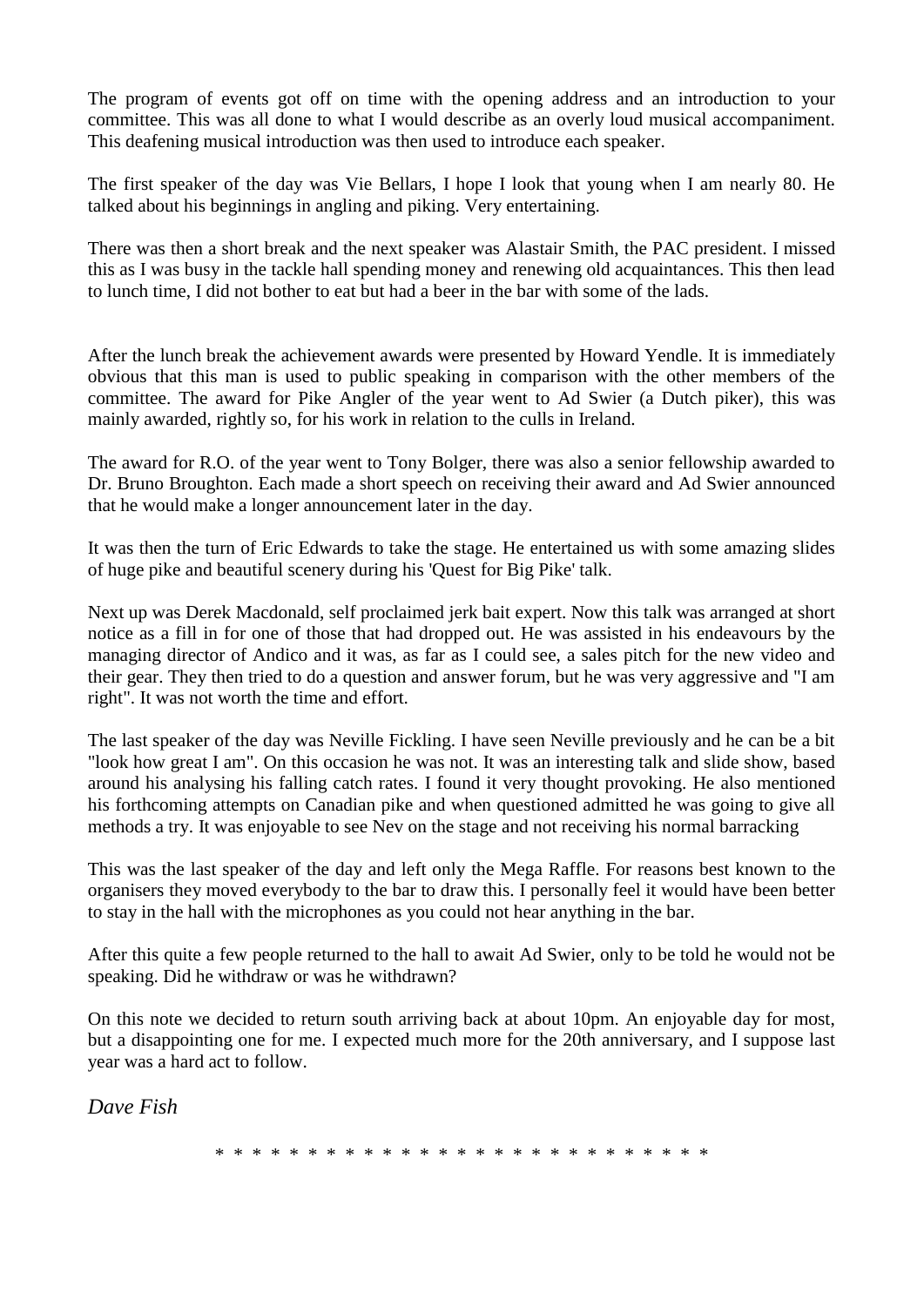The program of events got off on time with the opening address and an introduction to your committee. This was all done to what I would describe as an overly loud musical accompaniment. This deafening musical introduction was then used to introduce each speaker.

The first speaker of the day was Vie Bellars, I hope I look that young when I am nearly 80. He talked about his beginnings in angling and piking. Very entertaining.

There was then a short break and the next speaker was Alastair Smith, the PAC president. I missed this as I was busy in the tackle hall spending money and renewing old acquaintances. This then lead to lunch time, I did not bother to eat but had a beer in the bar with some of the lads.

After the lunch break the achievement awards were presented by Howard Yendle. It is immediately obvious that this man is used to public speaking in comparison with the other members of the committee. The award for Pike Angler of the year went to Ad Swier (a Dutch piker), this was mainly awarded, rightly so, for his work in relation to the culls in Ireland.

The award for R.O. of the year went to Tony Bolger, there was also a senior fellowship awarded to Dr. Bruno Broughton. Each made a short speech on receiving their award and Ad Swier announced that he would make a longer announcement later in the day.

It was then the turn of Eric Edwards to take the stage. He entertained us with some amazing slides of huge pike and beautiful scenery during his 'Quest for Big Pike' talk.

Next up was Derek Macdonald, self proclaimed jerk bait expert. Now this talk was arranged at short notice as a fill in for one of those that had dropped out. He was assisted in his endeavours by the managing director of Andico and it was, as far as I could see, a sales pitch for the new video and their gear. They then tried to do a question and answer forum, but he was very aggressive and "I am right". It was not worth the time and effort.

The last speaker of the day was Neville Fickling. I have seen Neville previously and he can be a bit "look how great I am". On this occasion he was not. It was an interesting talk and slide show, based around his analysing his falling catch rates. I found it very thought provoking. He also mentioned his forthcoming attempts on Canadian pike and when questioned admitted he was going to give all methods a try. It was enjoyable to see Nev on the stage and not receiving his normal barracking

This was the last speaker of the day and left only the Mega Raffle. For reasons best known to the organisers they moved everybody to the bar to draw this. I personally feel it would have been better to stay in the hall with the microphones as you could not hear anything in the bar.

After this quite a few people returned to the hall to await Ad Swier, only to be told he would not be speaking. Did he withdraw or was he withdrawn?

On this note we decided to return south arriving back at about 10pm. An enjoyable day for most, but a disappointing one for me. I expected much more for the 20th anniversary, and I suppose last year was a hard act to follow.

*Dave Fish*

* * * * * * * * * * * * * * * * * * * * * * * * * * * * *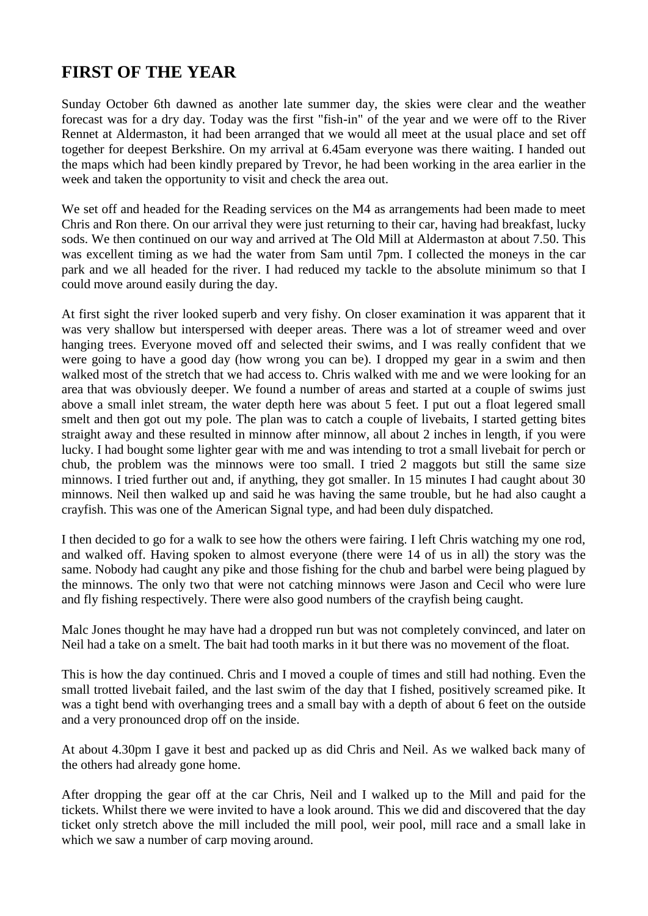## FIRST OF THE YEAR

Sunday October 6th dawned as another late summer day, the skies were clear and the weather forecast was for a dry day. Today was the first "fish-in" of the year and we were off to the River Rennet at Aldermaston, it had been arranged that we would all meet at the usual place and set off together for deepest Berkshire. On my arrival at 6.45am everyone was there waiting. I handed out the maps which had been kindly prepared by Trevor, he had been working in the area earlier in the week and taken the opportunity to visit and check the area out.

We set off and headed for the Reading services on the M4 as arrangements had been made to meet Chris and Ron there. On our arrival they were just returning to their car, having had breakfast, lucky sods. We then continued on our way and arrived at The Old Mill at Aldermaston at about 7.50. This was excellent timing as we had the water from Sam until 7pm. I collected the moneys in the car park and we all headed for the river. I had reduced my tackle to the absolute minimum so that I could move around easily during the day.

At first sight the river looked superb and very fishy. On closer examination it was apparent that it was very shallow but interspersed with deeper areas. There was a lot of streamer weed and over hanging trees. Everyone moved off and selected their swims, and I was really confident that we were going to have a good day (how wrong you can be). I dropped my gear in a swim and then walked most of the stretch that we had access to. Chris walked with me and we were looking for an area that was obviously deeper. We found a number of areas and started at a couple of swims just above a small inlet stream, the water depth here was about 5 feet. I put out a float legered small smelt and then got out my pole. The plan was to catch a couple of livebaits, I started getting bites straight away and these resulted in minnow after minnow, all about 2 inches in length, if you were lucky. I had bought some lighter gear with me and was intending to trot a small livebait for perch or chub, the problem was the minnows were too small. I tried 2 maggots but still the same size minnows. I tried further out and, if anything, they got smaller. In 15 minutes I had caught about 30 minnows. Neil then walked up and said he was having the same trouble, but he had also caught a crayfish. This was one of the American Signal type, and had been duly dispatched.

I then decided to go for a walk to see how the others were fairing. I left Chris watching my one rod, and walked off. Having spoken to almost everyone (there were 14 of us in all) the story was the same. Nobody had caught any pike and those fishing for the chub and barbel were being plagued by the minnows. The only two that were not catching minnows were Jason and Cecil who were lure and fly fishing respectively. There were also good numbers of the crayfish being caught.

Malc Jones thought he may have had a dropped run but was not completely convinced, and later on Neil had a take on a smelt. The bait had tooth marks in it but there was no movement of the float.

This is how the day continued. Chris and I moved a couple of times and still had nothing. Even the small trotted livebait failed, and the last swim of the day that I fished, positively screamed pike. It was a tight bend with overhanging trees and a small bay with a depth of about 6 feet on the outside and a very pronounced drop off on the inside.

At about 4.30pm I gave it best and packed up as did Chris and Neil. As we walked back many of the others had already gone home.

After dropping the gear off at the car Chris, Neil and I walked up to the Mill and paid for the tickets. Whilst there we were invited to have a look around. This we did and discovered that the day ticket only stretch above the mill included the mill pool, weir pool, mill race and a small lake in which we saw a number of carp moving around.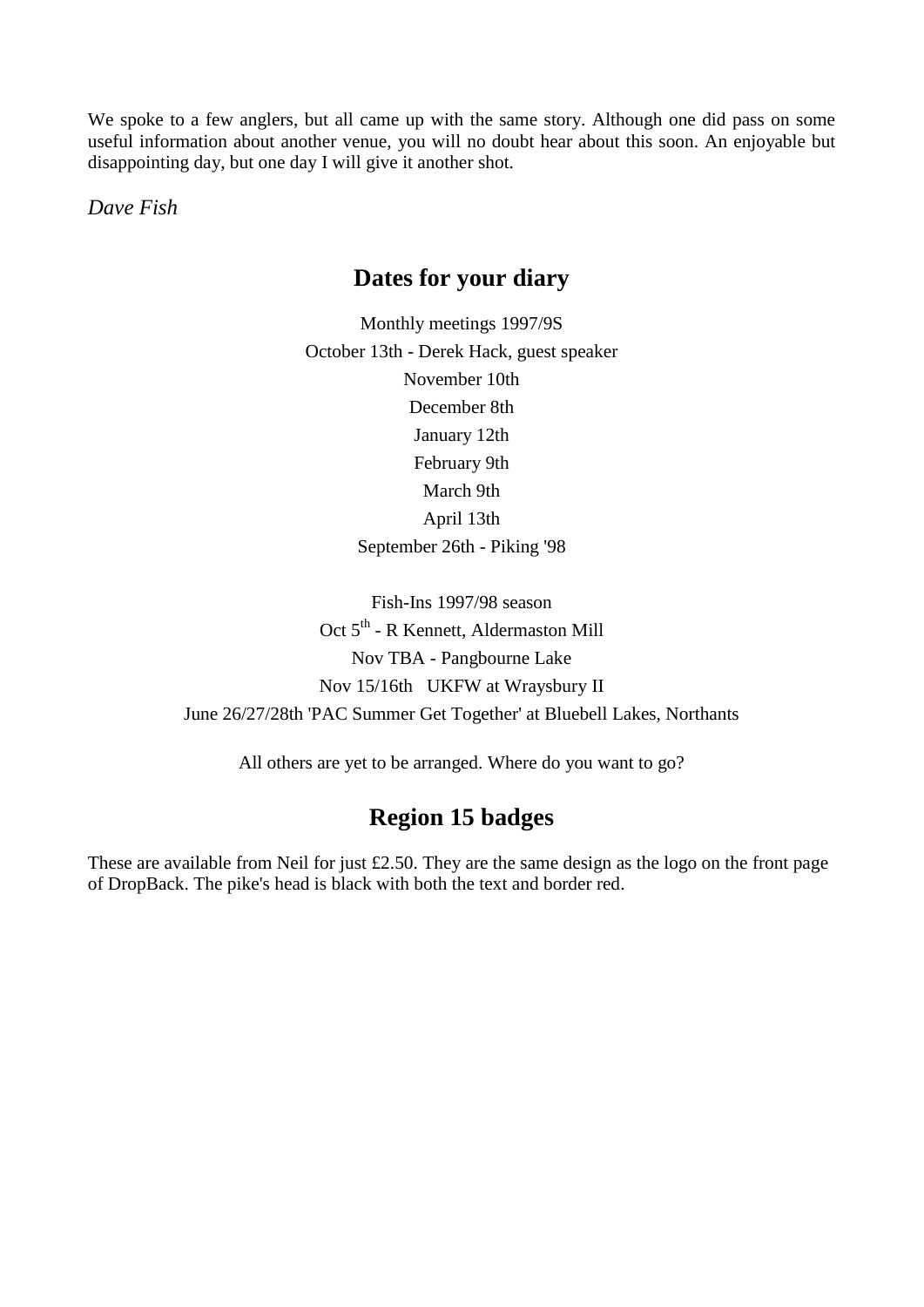We spoke to a few anglers, but all came up with the same story. Although one did pass on some useful information about another venue, you will no doubt hear about this soon. An enjoyable but disappointing day, but one day I will give it another shot.

*Dave Fish*

## Dates for your diary

Monthly meetings 1997/9S

October 13th - Derek Hack, guest speaker

November 10th

December 8th

January 12th

February 9th

March 9th

April 13th

September 26th - Piking '98

Fish-Ins 1997/98 season

Oct 5th - R Kennett, Aldermaston Mill

Nov TBA - Pangbourne Lake

Nov 15/16th UKFW at Wraysbury II

June 26/27/28th 'PAC Summer Get Together' at Bluebell Lakes, Northants

All others are yet to be arranged. Where do you want to go?

## Region 15 badges

These are available from Neil for just £2.50. They are the same design as the logo on the front page of DropBack. The pike's head is black with both the text and border red.